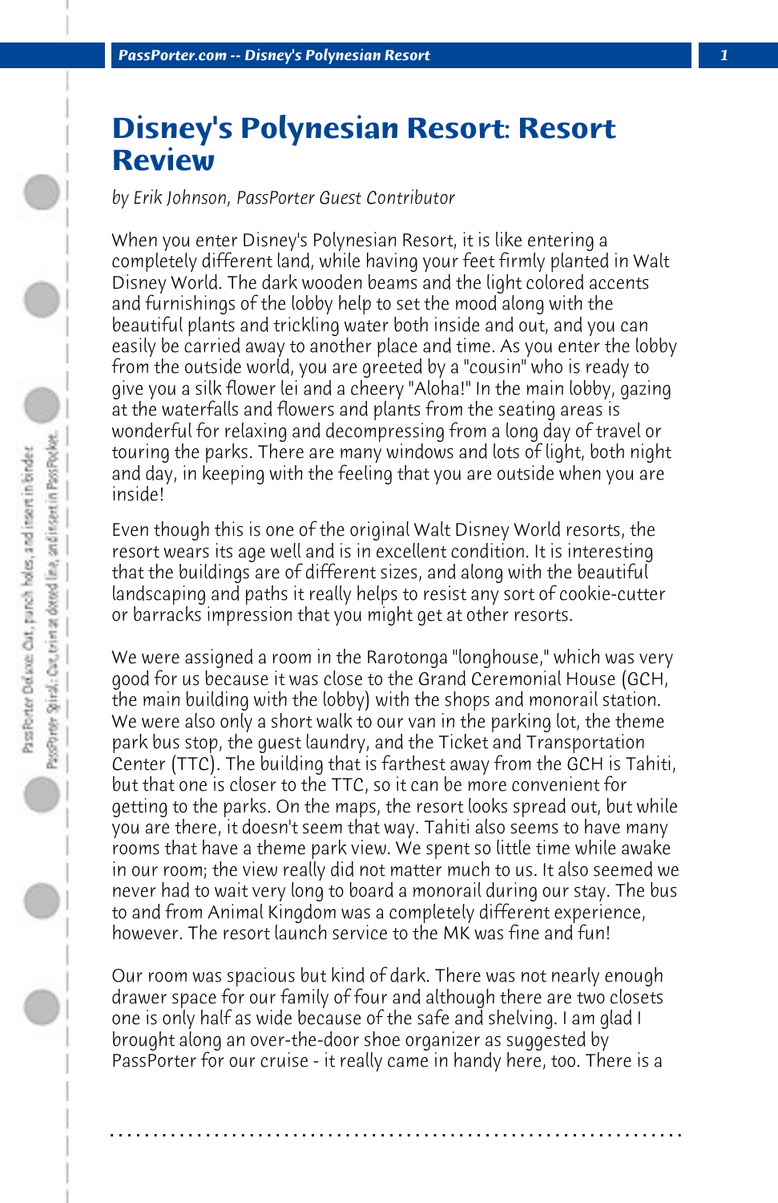# Disney's Polynesian Resort: Resort Review

*by Erik Johnson, PassPorter Guest Contributor*

When you enter Disney's Polynesian Resort, it is like entering a completely different land, while having your feet firmly planted in Walt Disney World. The dark wooden beams and the light colored accents and furnishings of the lobby help to set the mood along with the beautiful plants and trickling water both inside and out, and you can easily be carried away to another place and time. As you enter the lobby from the outside world, you are greeted by a "cousin" who is ready to give you a silk flower lei and a cheery "Aloha!" In the main lobby, gazing at the waterfalls and flowers and plants from the seating areas is wonderful for relaxing and decompressing from a long day of travel or touring the parks. There are many windows and lots of light, both night and day, in keeping with the feeling that you are outside when you are inside!

Even though this is one of the original Walt Disney World resorts, the resort wears its age well and is in excellent condition. It is interesting that the buildings are of different sizes, and along with the beautiful landscaping and paths it really helps to resist any sort of cookie-cutter or barracks impression that you might get at other resorts.

We were assigned a room in the Rarotonga "longhouse," which was very good for us because it was close to the Grand Ceremonial House (GCH, the main building with the lobby) with the shops and monorail station. We were also only a short walk to our van in the parking lot, the theme park bus stop, the guest laundry, and the Ticket and Transportation Center (TTC). The building that is farthest away from the GCH is Tahiti, but that one is closer to the TTC, so it can be more convenient for getting to the parks. On the maps, the resort looks spread out, but while you are there, it doesn't seem that way. Tahiti also seems to have many rooms that have a theme park view. We spent so little time while awake in our room; the view really did not matter much to us. It also seemed we never had to wait very long to board a monorail during our stay. The bus to and from Animal Kingdom was a completely different experience, however. The resort launch service to the MK was fine and fun!

Our room was spacious but kind of dark. There was not nearly enough drawer space for our family of four and although there are two closets one is only half as wide because of the safe and shelving. I am glad I brought along an over-the-door shoe organizer as suggested by PassPorter for our cruise - it really came in handy here, too. There is a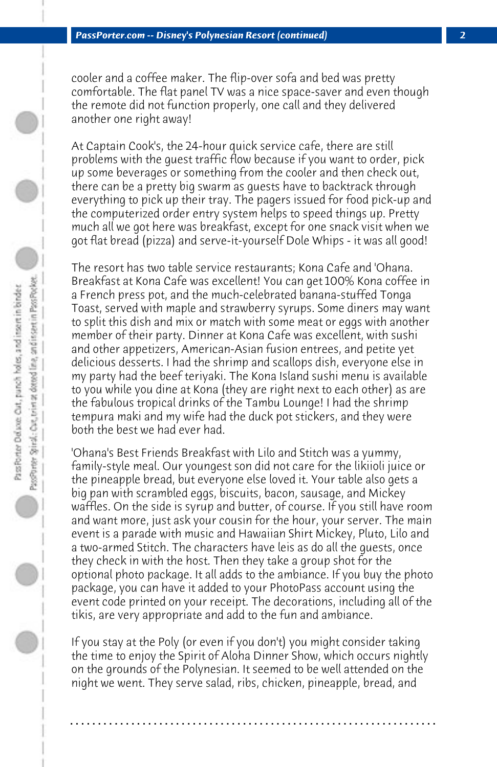cooler and a coffee maker. The flip-over sofa and bed was pretty comfortable. The flat panel TV was a nice space-saver and even though the remote did not function properly, one call and they delivered another one right away!

At Captain Cook's, the 24-hour quick service cafe, there are still problems with the guest traffic flow because if you want to order, pick up some beverages or something from the cooler and then check out, there can be a pretty big swarm as guests have to backtrack through everything to pick up their tray. The pagers issued for food pick-up and the computerized order entry system helps to speed things up. Pretty much all we got here was breakfast, except for one snack visit when we got flat bread (pizza) and serve-it-yourself Dole Whips - it was all good!

The resort has two table service restaurants; Kona Cafe and 'Ohana. Breakfast at Kona Cafe was excellent! You can get 100% Kona coffee in a French press pot, and the much-celebrated banana-stuffed Tonga Toast, served with maple and strawberry syrups. Some diners may want to split this dish and mix or match with some meat or eggs with another member of their party. Dinner at Kona Cafe was excellent, with sushi and other appetizers, American-Asian fusion entrees, and petite yet delicious desserts. I had the shrimp and scallops dish, everyone else in my party had the beef teriyaki. The Kona Island sushi menu is available to you while you dine at Kona (they are right next to each other) as are the fabulous tropical drinks of the Tambu Lounge! I had the shrimp tempura maki and my wife had the duck pot stickers, and they were both the best we had ever had.

'Ohana's Best Friends Breakfast with Lilo and Stitch was a yummy, family-style meal. Our youngest son did not care for the likiioli juice or the pineapple bread, but everyone else loved it. Your table also gets a big pan with scrambled eggs, biscuits, bacon, sausage, and Mickey waffles. On the side is syrup and butter, of course. If you still have room and want more, just ask your cousin for the hour, your server. The main event is a parade with music and Hawaiian Shirt Mickey, Pluto, Lilo and a two-armed Stitch. The characters have leis as do all the guests, once they check in with the host. Then they take a group shot for the optional photo package. It all adds to the ambiance. If you buy the photo package, you can have it added to your PhotoPass account using the event code printed on your receipt. The decorations, including all of the tikis, are very appropriate and add to the fun and ambiance.

If you stay at the Poly (or even if you don't) you might consider taking the time to enjoy the Spirit of Aloha Dinner Show, which occurs nightly on the grounds of the Polynesian. It seemed to be well attended on the night we went. They serve salad, ribs, chicken, pineapple, bread, and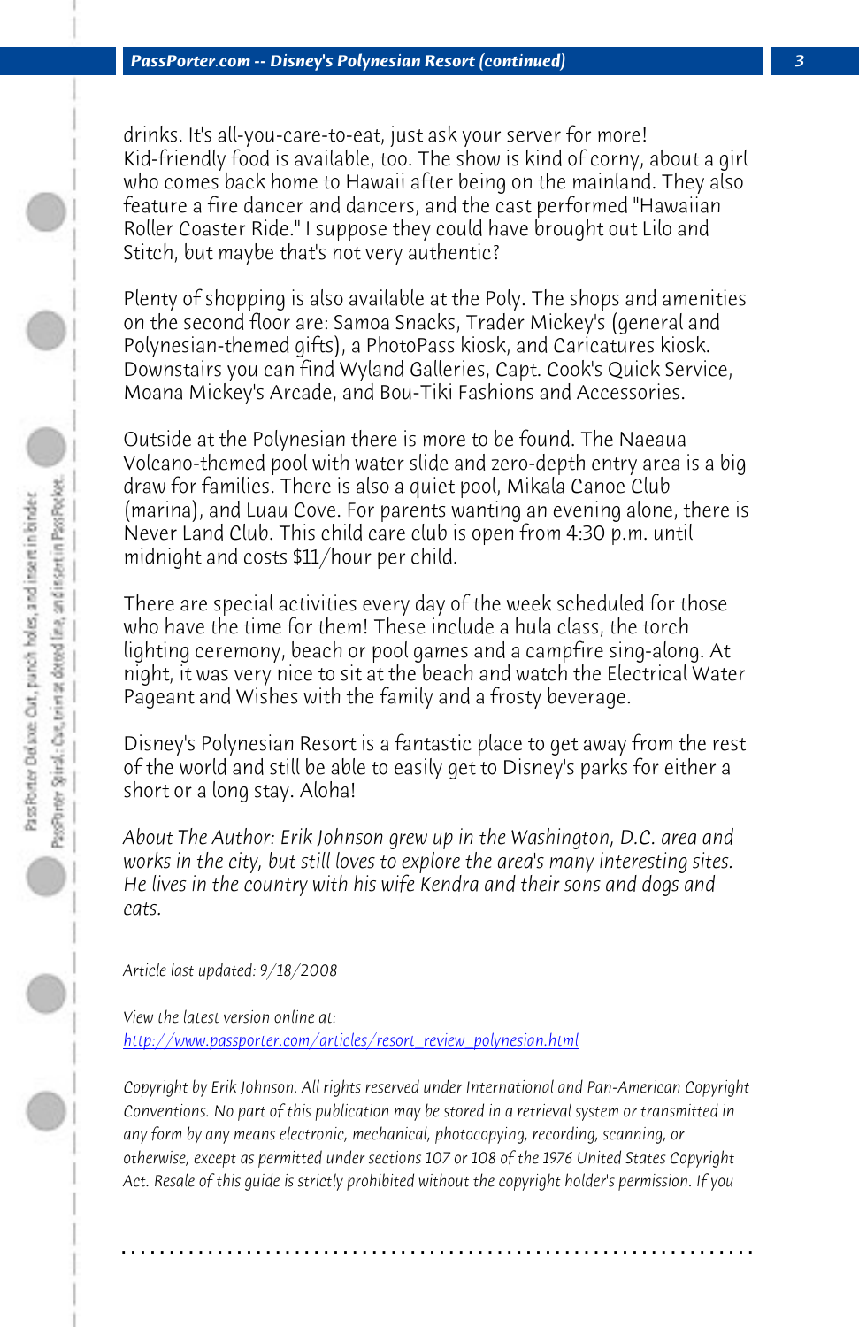drinks. It's all-you-care-to-eat, just ask your server for more! Kid-friendly food is available, too. The show is kind of corny, about a girl who comes back home to Hawaii after being on the mainland. They also feature a fire dancer and dancers, and the cast performed "Hawaiian Roller Coaster Ride." I suppose they could have brought out Lilo and Stitch, but maybe that's not very authentic?

Plenty of shopping is also available at the Poly. The shops and amenities on the second floor are: Samoa Snacks, Trader Mickey's (general and Polynesian-themed gifts), a PhotoPass kiosk, and Caricatures kiosk. Downstairs you can find Wyland Galleries, Capt. Cook's Quick Service, Moana Mickey's Arcade, and Bou-Tiki Fashions and Accessories.

Outside at the Polynesian there is more to be found. The Naeaua Volcano-themed pool with water slide and zero-depth entry area is a big draw for families. There is also a quiet pool, Mikala Canoe Club (marina), and Luau Cove. For parents wanting an evening alone, there is Never Land Club. This child care club is open from 4:30 p.m. until midnight and costs $11/hour per child.

There are special activities every day of the week scheduled for those who have the time for them! These include a hula class, the torch lighting ceremony, beach or pool games and a campfire sing-along. At night, it was very nice to sit at the beach and watch the Electrical Water Pageant and Wishes with the family and a frosty beverage.

Disney's Polynesian Resort is a fantastic place to get away from the rest of the world and still be able to easily get to Disney's parks for either a short or a long stay. Aloha!

*About The Author: Erik Johnson grew up in the Washington, D.C. area and works in the city, but still loves to explore the area's many interesting sites. He lives in the country with his wife Kendra and their sons and dogs and cats.*

*Article last updated: 9/18/2008*

*View the latest version online at:*
*http://www.passporter.com/articles/resort_review_polynesian.html*

*Copyright by Erik Johnson. All rights reserved under International and Pan-American Copyright Conventions. No part of this publication may be stored in a retrieval system or transmitted in any form by any means electronic, mechanical, photocopying, recording, scanning, or otherwise, except as permitted under sections 107 or 108 of the 1976 United States Copyright Act. Resale of this guide is strictly prohibited without the copyright holder's permission. If you*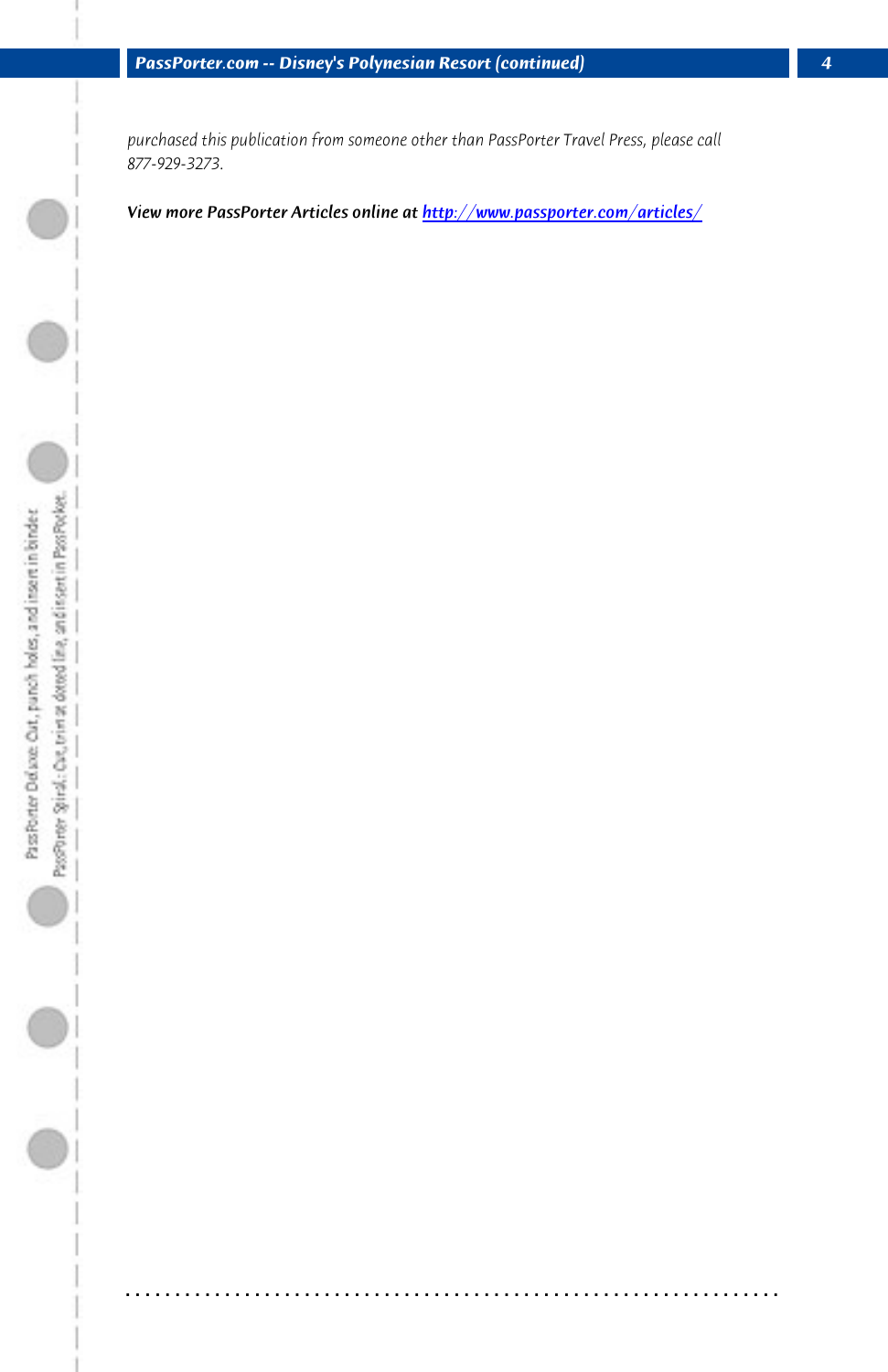*purchased this publication from someone other than PassPorter Travel Press, please call 877-929-3273.*

**View more PassPorter Articles online at [http://www.passporter.com/articles/](http://www.passporter.com/articles/)**